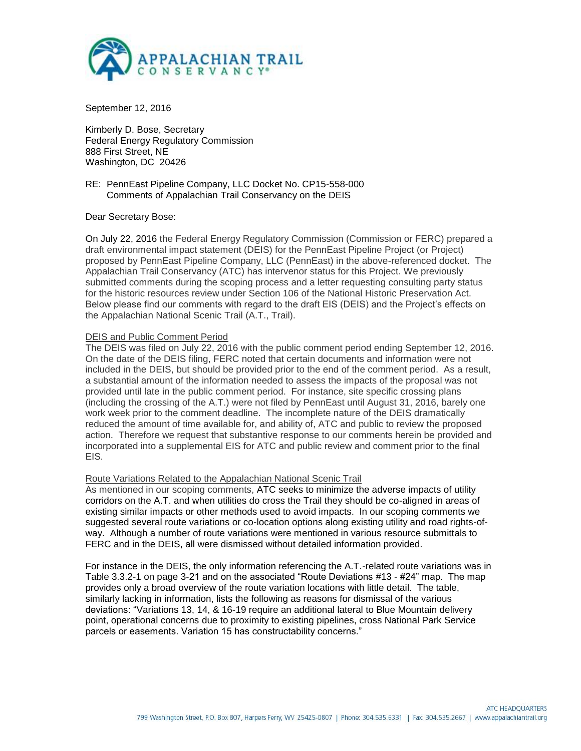September 12, 2016

Kimberly D. Bose, Secretary
Federal Energy Regulatory Commission
888 First Street, NE
Washington, DC 20426

RE: PennEast Pipeline Company, LLC Docket No. CP15-558-000
Comments of Appalachian Trail Conservancy on the DEIS

Dear Secretary Bose:

On July 22, 2016 the Federal Energy Regulatory Commission (Commission or FERC) prepared a draft environmental impact statement (DEIS) for the PennEast Pipeline Project (or Project) proposed by PennEast Pipeline Company, LLC (PennEast) in the above-referenced docket. The Appalachian Trail Conservancy (ATC) has intervenor status for this Project. We previously submitted comments during the scoping process and a letter requesting consulting party status for the historic resources review under Section 106 of the National Historic Preservation Act. Below please find our comments with regard to the draft EIS (DEIS) and the Project's effects on the Appalachian National Scenic Trail (A.T., Trail).

## DEIS and Public Comment Period

The DEIS was filed on July 22, 2016 with the public comment period ending September 12, 2016. On the date of the DEIS filing, FERC noted that certain documents and information were not included in the DEIS, but should be provided prior to the end of the comment period. As a result, a substantial amount of the information needed to assess the impacts of the proposal was not provided until late in the public comment period. For instance, site specific crossing plans (including the crossing of the A.T.) were not filed by PennEast until August 31, 2016, barely one work week prior to the comment deadline. The incomplete nature of the DEIS dramatically reduced the amount of time available for, and ability of, ATC and public to review the proposed action. Therefore we request that substantive response to our comments herein be provided and incorporated into a supplemental EIS for ATC and public review and comment prior to the final EIS.

## Route Variations Related to the Appalachian National Scenic Trail

As mentioned in our scoping comments, ATC seeks to minimize the adverse impacts of utility corridors on the A.T. and when utilities do cross the Trail they should be co-aligned in areas of existing similar impacts or other methods used to avoid impacts. In our scoping comments we suggested several route variations or co-location options along existing utility and road rights-of-way. Although a number of route variations were mentioned in various resource submittals to FERC and in the DEIS, all were dismissed without detailed information provided.

For instance in the DEIS, the only information referencing the A.T.-related route variations was in Table 3.3.2-1 on page 3-21 and on the associated "Route Deviations #13 - #24" map. The map provides only a broad overview of the route variation locations with little detail. The table, similarly lacking in information, lists the following as reasons for dismissal of the various deviations: "Variations 13, 14, & 16-19 require an additional lateral to Blue Mountain delivery point, operational concerns due to proximity to existing pipelines, cross National Park Service parcels or easements. Variation 15 has constructability concerns."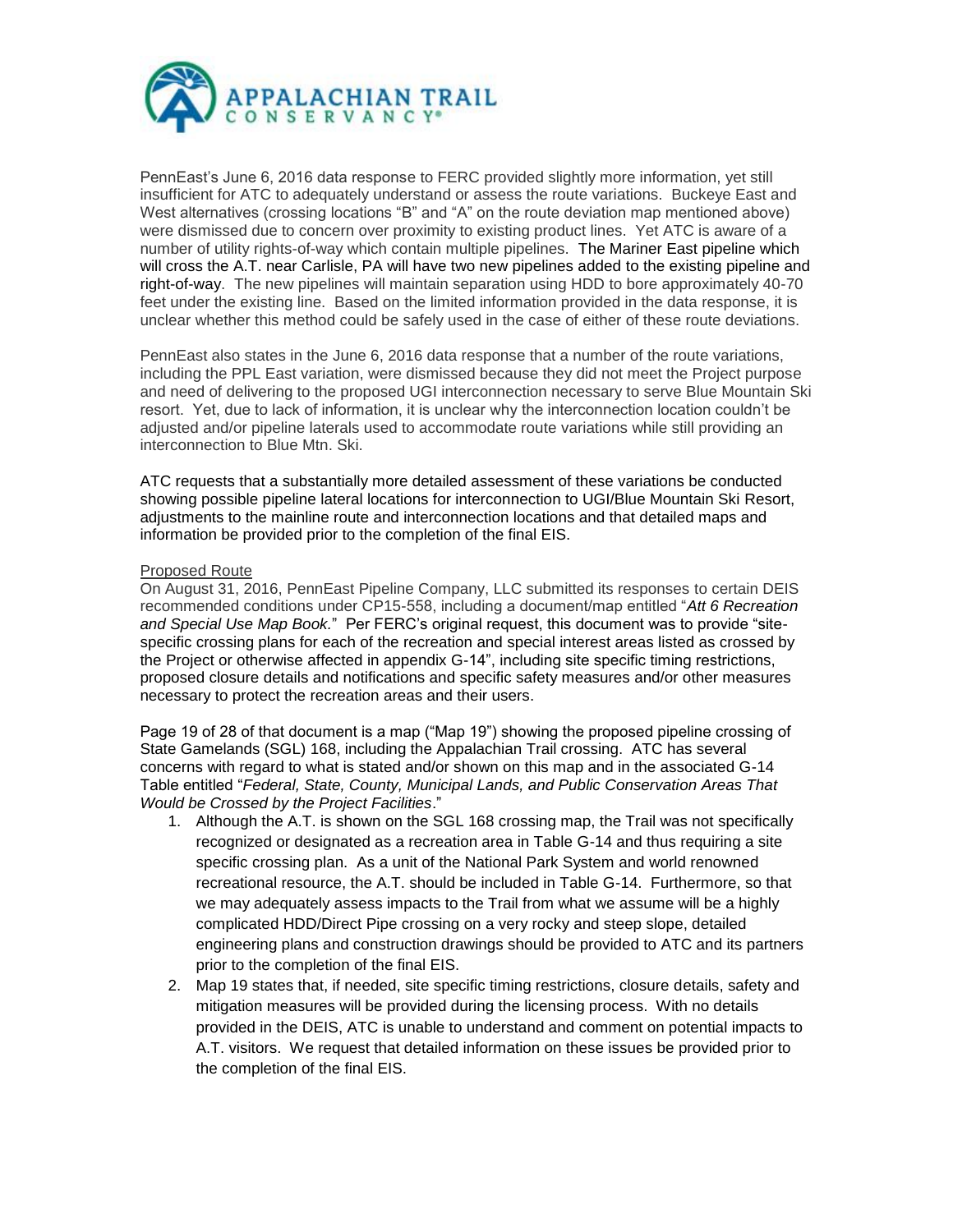PennEast's June 6, 2016 data response to FERC provided slightly more information, yet still insufficient for ATC to adequately understand or assess the route variations. Buckeye East and West alternatives (crossing locations "B" and "A" on the route deviation map mentioned above) were dismissed due to concern over proximity to existing product lines. Yet ATC is aware of a number of utility rights-of-way which contain multiple pipelines. The Mariner East pipeline which will cross the A.T. near Carlisle, PA will have two new pipelines added to the existing pipeline and right-of-way. The new pipelines will maintain separation using HDD to bore approximately 40-70 feet under the existing line. Based on the limited information provided in the data response, it is unclear whether this method could be safely used in the case of either of these route deviations.

PennEast also states in the June 6, 2016 data response that a number of the route variations, including the PPL East variation, were dismissed because they did not meet the Project purpose and need of delivering to the proposed UGI interconnection necessary to serve Blue Mountain Ski resort. Yet, due to lack of information, it is unclear why the interconnection location couldn't be adjusted and/or pipeline laterals used to accommodate route variations while still providing an interconnection to Blue Mtn. Ski.

ATC requests that a substantially more detailed assessment of these variations be conducted showing possible pipeline lateral locations for interconnection to UGI/Blue Mountain Ski Resort, adjustments to the mainline route and interconnection locations and that detailed maps and information be provided prior to the completion of the final EIS.

<u>Proposed Route</u>

On August 31, 2016, PennEast Pipeline Company, LLC submitted its responses to certain DEIS recommended conditions under CP15-558, including a document/map entitled "*Att 6 Recreation and Special Use Map Book.*" Per FERC's original request, this document was to provide "site-specific crossing plans for each of the recreation and special interest areas listed as crossed by the Project or otherwise affected in appendix G-14", including site specific timing restrictions, proposed closure details and notifications and specific safety measures and/or other measures necessary to protect the recreation areas and their users.

Page 19 of 28 of that document is a map ("Map 19") showing the proposed pipeline crossing of State Gamelands (SGL) 168, including the Appalachian Trail crossing. ATC has several concerns with regard to what is stated and/or shown on this map and in the associated G-14 Table entitled "*Federal, State, County, Municipal Lands, and Public Conservation Areas That Would be Crossed by the Project Facilities*."

1. Although the A.T. is shown on the SGL 168 crossing map, the Trail was not specifically recognized or designated as a recreation area in Table G-14 and thus requiring a site specific crossing plan. As a unit of the National Park System and world renowned recreational resource, the A.T. should be included in Table G-14. Furthermore, so that we may adequately assess impacts to the Trail from what we assume will be a highly complicated HDD/Direct Pipe crossing on a very rocky and steep slope, detailed engineering plans and construction drawings should be provided to ATC and its partners prior to the completion of the final EIS.
2. Map 19 states that, if needed, site specific timing restrictions, closure details, safety and mitigation measures will be provided during the licensing process. With no details provided in the DEIS, ATC is unable to understand and comment on potential impacts to A.T. visitors. We request that detailed information on these issues be provided prior to the completion of the final EIS.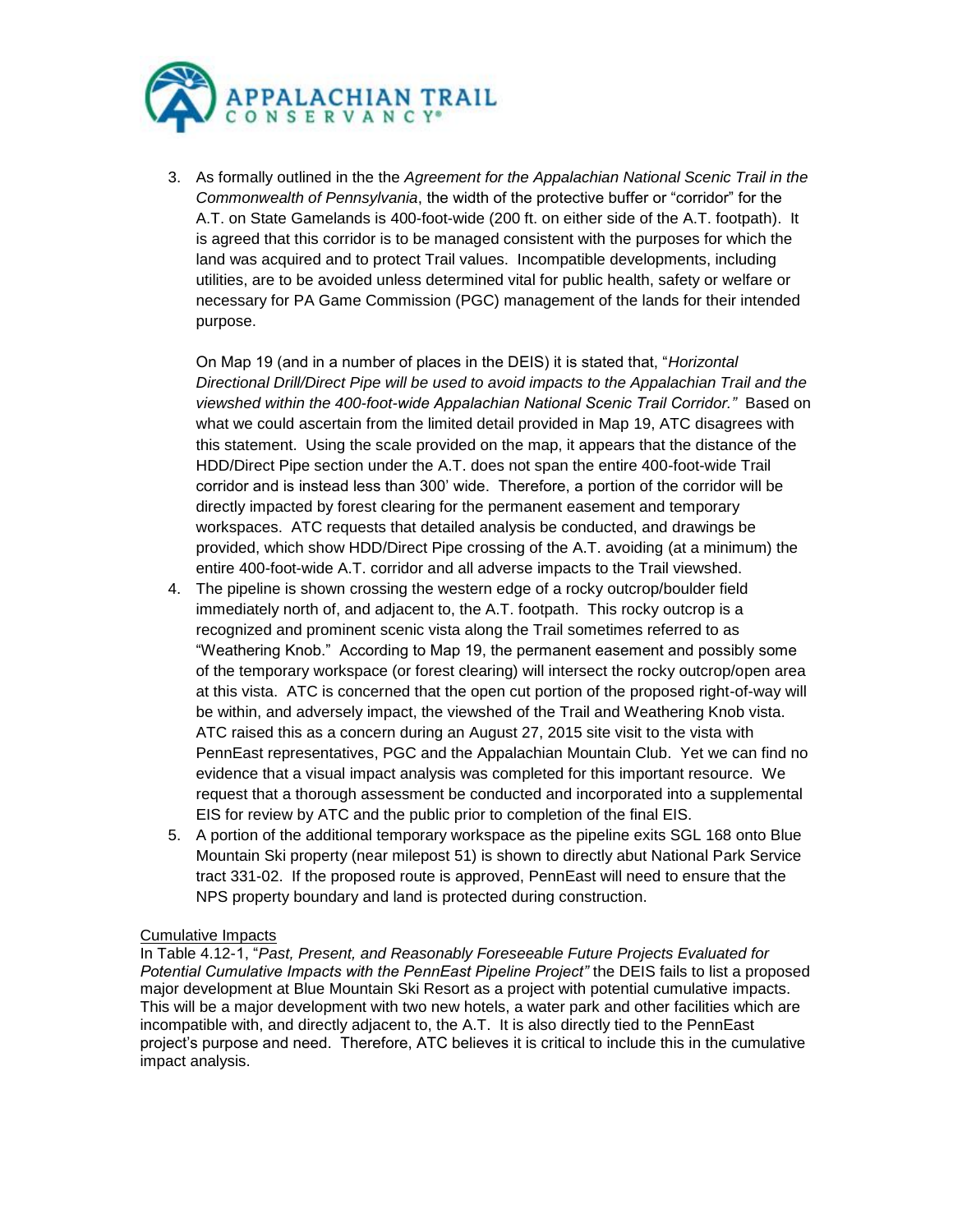3. As formally outlined in the the *Agreement for the Appalachian National Scenic Trail in the Commonwealth of Pennsylvania*, the width of the protective buffer or "corridor" for the A.T. on State Gamelands is 400-foot-wide (200 ft. on either side of the A.T. footpath). It is agreed that this corridor is to be managed consistent with the purposes for which the land was acquired and to protect Trail values. Incompatible developments, including utilities, are to be avoided unless determined vital for public health, safety or welfare or necessary for PA Game Commission (PGC) management of the lands for their intended purpose.

   On Map 19 (and in a number of places in the DEIS) it is stated that, "*Horizontal Directional Drill/Direct Pipe will be used to avoid impacts to the Appalachian Trail and the viewshed within the 400-foot-wide Appalachian National Scenic Trail Corridor.*" Based on what we could ascertain from the limited detail provided in Map 19, ATC disagrees with this statement. Using the scale provided on the map, it appears that the distance of the HDD/Direct Pipe section under the A.T. does not span the entire 400-foot-wide Trail corridor and is instead less than 300' wide. Therefore, a portion of the corridor will be directly impacted by forest clearing for the permanent easement and temporary workspaces. ATC requests that detailed analysis be conducted, and drawings be provided, which show HDD/Direct Pipe crossing of the A.T. avoiding (at a minimum) the entire 400-foot-wide A.T. corridor and all adverse impacts to the Trail viewshed.

4. The pipeline is shown crossing the western edge of a rocky outcrop/boulder field immediately north of, and adjacent to, the A.T. footpath. This rocky outcrop is a recognized and prominent scenic vista along the Trail sometimes referred to as "Weathering Knob." According to Map 19, the permanent easement and possibly some of the temporary workspace (or forest clearing) will intersect the rocky outcrop/open area at this vista. ATC is concerned that the open cut portion of the proposed right-of-way will be within, and adversely impact, the viewshed of the Trail and Weathering Knob vista. ATC raised this as a concern during an August 27, 2015 site visit to the vista with PennEast representatives, PGC and the Appalachian Mountain Club. Yet we can find no evidence that a visual impact analysis was completed for this important resource. We request that a thorough assessment be conducted and incorporated into a supplemental EIS for review by ATC and the public prior to completion of the final EIS.

5. A portion of the additional temporary workspace as the pipeline exits SGL 168 onto Blue Mountain Ski property (near milepost 51) is shown to directly abut National Park Service tract 331-02. If the proposed route is approved, PennEast will need to ensure that the NPS property boundary and land is protected during construction.

<u>Cumulative Impacts</u>

In Table 4.12-1, "*Past, Present, and Reasonably Foreseeable Future Projects Evaluated for Potential Cumulative Impacts with the PennEast Pipeline Project"* the DEIS fails to list a proposed major development at Blue Mountain Ski Resort as a project with potential cumulative impacts. This will be a major development with two new hotels, a water park and other facilities which are incompatible with, and directly adjacent to, the A.T. It is also directly tied to the PennEast project's purpose and need. Therefore, ATC believes it is critical to include this in the cumulative impact analysis.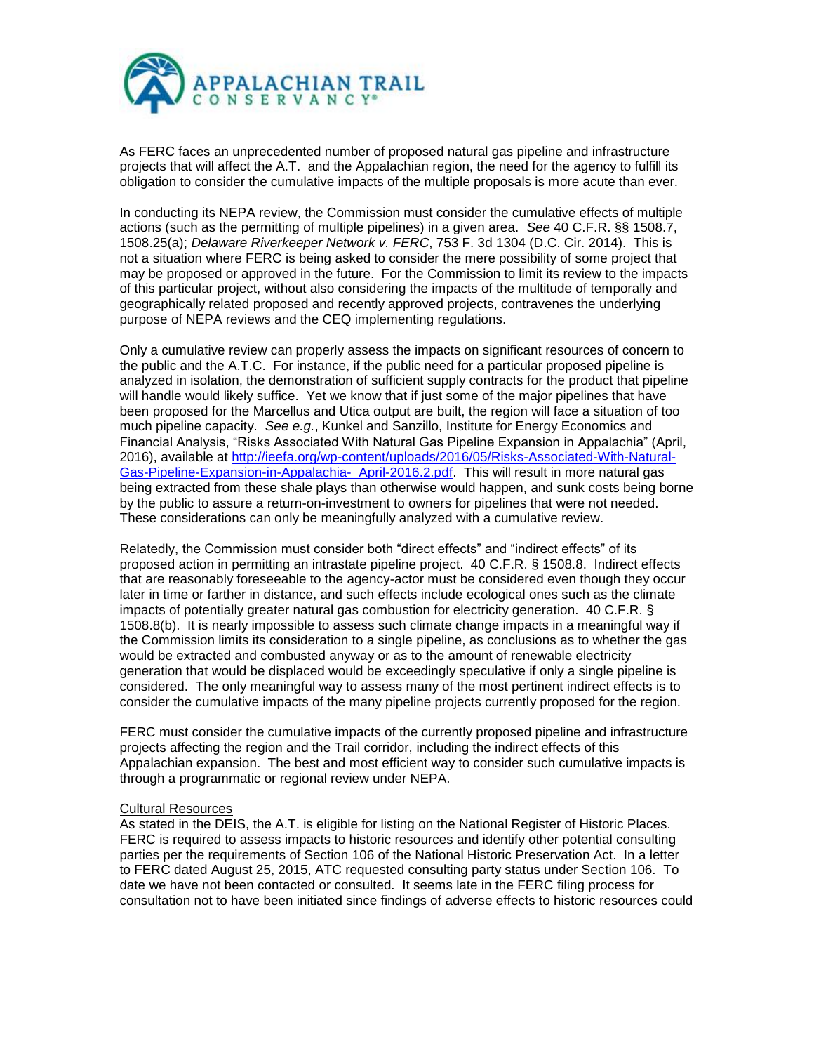As FERC faces an unprecedented number of proposed natural gas pipeline and infrastructure projects that will affect the A.T. and the Appalachian region, the need for the agency to fulfill its obligation to consider the cumulative impacts of the multiple proposals is more acute than ever.

In conducting its NEPA review, the Commission must consider the cumulative effects of multiple actions (such as the permitting of multiple pipelines) in a given area. *See* 40 C.F.R. §§ 1508.7, 1508.25(a); *Delaware Riverkeeper Network v. FERC*, 753 F. 3d 1304 (D.C. Cir. 2014). This is not a situation where FERC is being asked to consider the mere possibility of some project that may be proposed or approved in the future. For the Commission to limit its review to the impacts of this particular project, without also considering the impacts of the multitude of temporally and geographically related proposed and recently approved projects, contravenes the underlying purpose of NEPA reviews and the CEQ implementing regulations.

Only a cumulative review can properly assess the impacts on significant resources of concern to the public and the A.T.C. For instance, if the public need for a particular proposed pipeline is analyzed in isolation, the demonstration of sufficient supply contracts for the product that pipeline will handle would likely suffice. Yet we know that if just some of the major pipelines that have been proposed for the Marcellus and Utica output are built, the region will face a situation of too much pipeline capacity. *See e.g.*, Kunkel and Sanzillo, Institute for Energy Economics and Financial Analysis, "Risks Associated With Natural Gas Pipeline Expansion in Appalachia" (April, 2016), available at [http://ieefa.org/wp-content/uploads/2016/05/Risks-Associated-With-Natural-Gas-Pipeline-Expansion-in-Appalachia- April-2016.2.pdf](http://ieefa.org/wp-content/uploads/2016/05/Risks-Associated-With-Natural-Gas-Pipeline-Expansion-in-Appalachia-April-2016.2.pdf). This will result in more natural gas being extracted from these shale plays than otherwise would happen, and sunk costs being borne by the public to assure a return-on-investment to owners for pipelines that were not needed. These considerations can only be meaningfully analyzed with a cumulative review.

Relatedly, the Commission must consider both "direct effects" and "indirect effects" of its proposed action in permitting an intrastate pipeline project. 40 C.F.R. § 1508.8. Indirect effects that are reasonably foreseeable to the agency-actor must be considered even though they occur later in time or farther in distance, and such effects include ecological ones such as the climate impacts of potentially greater natural gas combustion for electricity generation. 40 C.F.R. § 1508.8(b). It is nearly impossible to assess such climate change impacts in a meaningful way if the Commission limits its consideration to a single pipeline, as conclusions as to whether the gas would be extracted and combusted anyway or as to the amount of renewable electricity generation that would be displaced would be exceedingly speculative if only a single pipeline is considered. The only meaningful way to assess many of the most pertinent indirect effects is to consider the cumulative impacts of the many pipeline projects currently proposed for the region.

FERC must consider the cumulative impacts of the currently proposed pipeline and infrastructure projects affecting the region and the Trail corridor, including the indirect effects of this Appalachian expansion. The best and most efficient way to consider such cumulative impacts is through a programmatic or regional review under NEPA.

<u>Cultural Resources</u>

As stated in the DEIS, the A.T. is eligible for listing on the National Register of Historic Places. FERC is required to assess impacts to historic resources and identify other potential consulting parties per the requirements of Section 106 of the National Historic Preservation Act. In a letter to FERC dated August 25, 2015, ATC requested consulting party status under Section 106. To date we have not been contacted or consulted. It seems late in the FERC filing process for consultation not to have been initiated since findings of adverse effects to historic resources could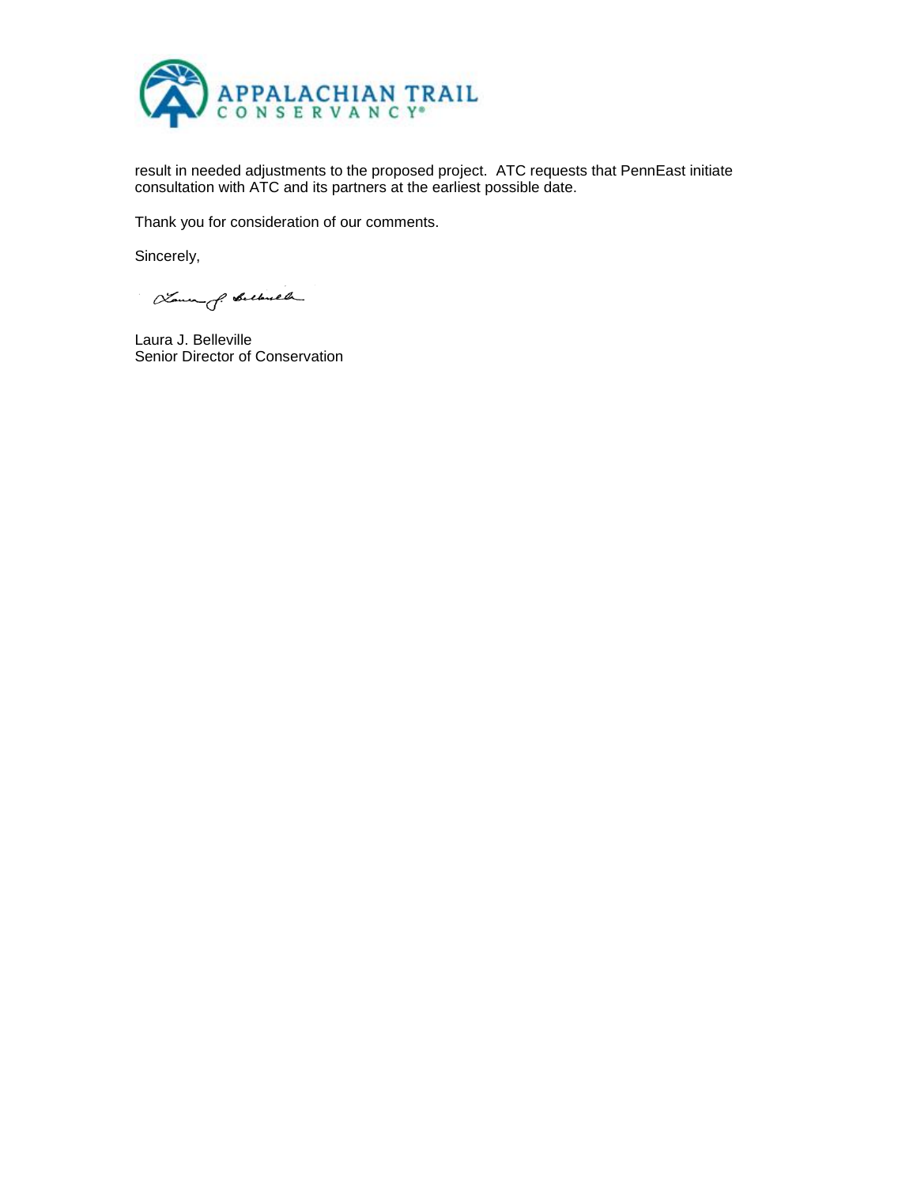result in needed adjustments to the proposed project. ATC requests that PennEast initiate consultation with ATC and its partners at the earliest possible date.

Thank you for consideration of our comments.

Sincerely,

Laura J. Belleville
Senior Director of Conservation